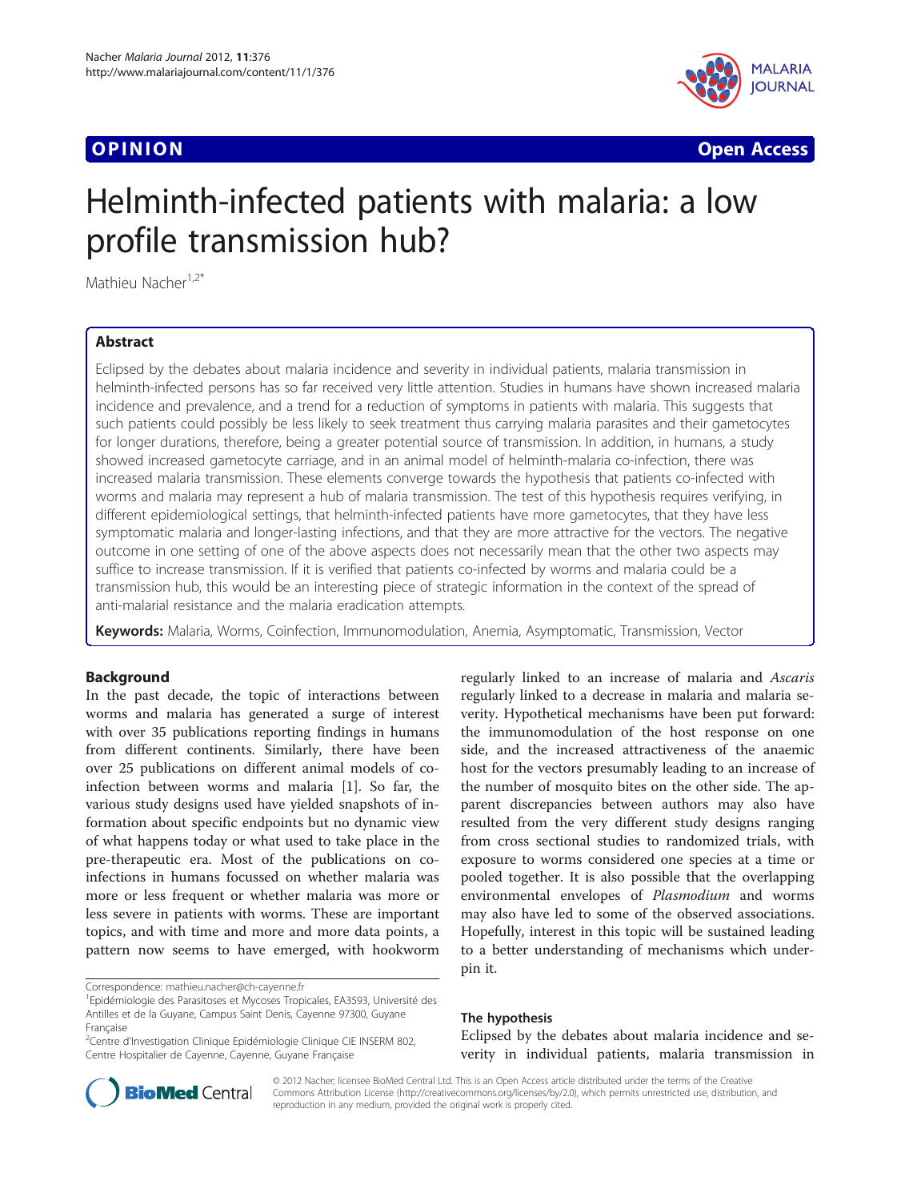**OPINION** **Open Access**

# Helminth-infected patients with malaria: a low profile transmission hub?

Mathieu Nacher[1,2*]

## Abstract

Eclipsed by the debates about malaria incidence and severity in individual patients, malaria transmission in helminth-infected persons has so far received very little attention. Studies in humans have shown increased malaria incidence and prevalence, and a trend for a reduction of symptoms in patients with malaria. This suggests that such patients could possibly be less likely to seek treatment thus carrying malaria parasites and their gametocytes for longer durations, therefore, being a greater potential source of transmission. In addition, in humans, a study showed increased gametocyte carriage, and in an animal model of helminth-malaria co-infection, there was increased malaria transmission. These elements converge towards the hypothesis that patients co-infected with worms and malaria may represent a hub of malaria transmission. The test of this hypothesis requires verifying, in different epidemiological settings, that helminth-infected patients have more gametocytes, that they have less symptomatic malaria and longer-lasting infections, and that they are more attractive for the vectors. The negative outcome in one setting of one of the above aspects does not necessarily mean that the other two aspects may suffice to increase transmission. If it is verified that patients co-infected by worms and malaria could be a transmission hub, this would be an interesting piece of strategic information in the context of the spread of anti-malarial resistance and the malaria eradication attempts.

**Keywords:** Malaria, Worms, Coinfection, Immunomodulation, Anemia, Asymptomatic, Transmission, Vector

## Background

In the past decade, the topic of interactions between worms and malaria has generated a surge of interest with over 35 publications reporting findings in humans from different continents. Similarly, there have been over 25 publications on different animal models of co-infection between worms and malaria [1]. So far, the various study designs used have yielded snapshots of information about specific endpoints but no dynamic view of what happens today or what used to take place in the pre-therapeutic era. Most of the publications on co-infections in humans focussed on whether malaria was more or less frequent or whether malaria was more or less severe in patients with worms. These are important topics, and with time and more and more data points, a pattern now seems to have emerged, with hookworm regularly linked to an increase of malaria and *Ascaris* regularly linked to a decrease in malaria and malaria severity. Hypothetical mechanisms have been put forward: the immunomodulation of the host response on one side, and the increased attractiveness of the anaemic host for the vectors presumably leading to an increase of the number of mosquito bites on the other side. The apparent discrepancies between authors may also have resulted from the very different study designs ranging from cross sectional studies to randomized trials, with exposure to worms considered one species at a time or pooled together. It is also possible that the overlapping environmental envelopes of *Plasmodium* and worms may also have led to some of the observed associations. Hopefully, interest in this topic will be sustained leading to a better understanding of mechanisms which underpin it.

### The hypothesis

Eclipsed by the debates about malaria incidence and severity in individual patients, malaria transmission in

Correspondence: mathieu.nacher@ch-cayenne.fr

[1]Epidémiologie des Parasitoses et Mycoses Tropicales, EA3593, Université des Antilles et de la Guyane, Campus Saint Denis, Cayenne 97300, Guyane Française

[2]Centre d'Investigation Clinique Epidémiologie Clinique CIE INSERM 802, Centre Hospitalier de Cayenne, Cayenne, Guyane Française

© 2012 Nacher; licensee BioMed Central Ltd. This is an Open Access article distributed under the terms of the Creative Commons Attribution License (http://creativecommons.org/licenses/by/2.0), which permits unrestricted use, distribution, and reproduction in any medium, provided the original work is properly cited.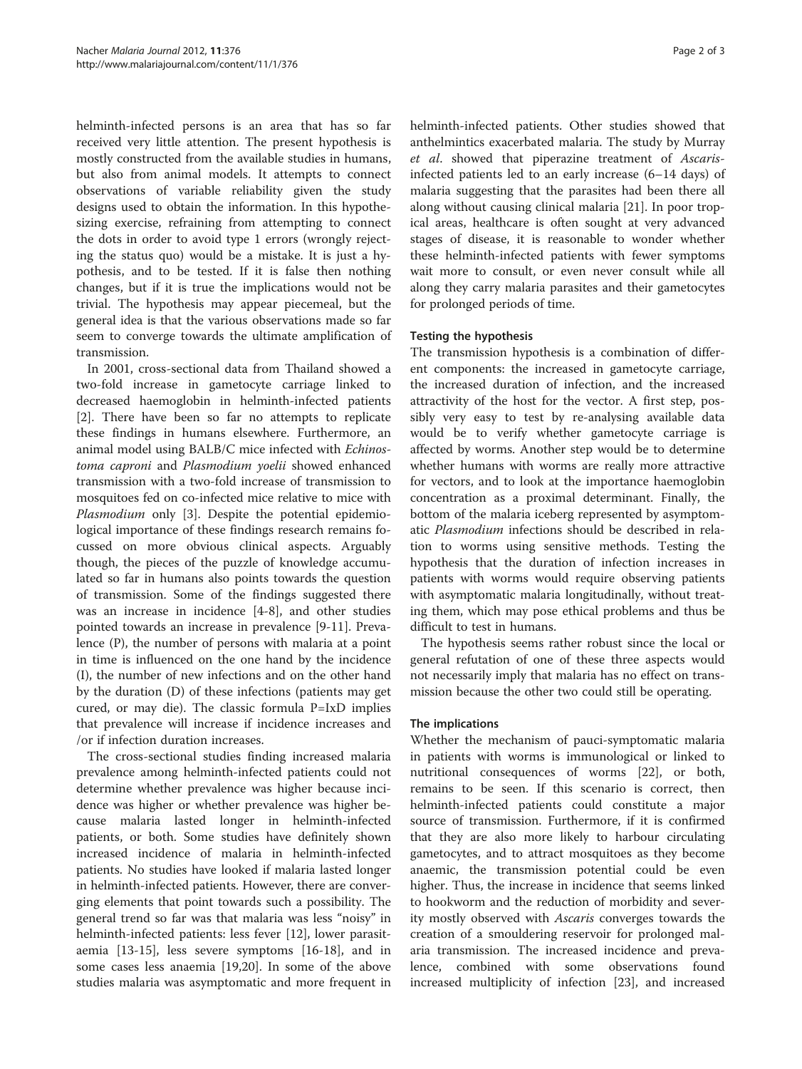helminth-infected persons is an area that has so far received very little attention. The present hypothesis is mostly constructed from the available studies in humans, but also from animal models. It attempts to connect observations of variable reliability given the study designs used to obtain the information. In this hypothesizing exercise, refraining from attempting to connect the dots in order to avoid type 1 errors (wrongly rejecting the status quo) would be a mistake. It is just a hypothesis, and to be tested. If it is false then nothing changes, but if it is true the implications would not be trivial. The hypothesis may appear piecemeal, but the general idea is that the various observations made so far seem to converge towards the ultimate amplification of transmission.

In 2001, cross-sectional data from Thailand showed a two-fold increase in gametocyte carriage linked to decreased haemoglobin in helminth-infected patients [2]. There have been so far no attempts to replicate these findings in humans elsewhere. Furthermore, an animal model using BALB/C mice infected with *Echinostoma caproni* and *Plasmodium yoelii* showed enhanced transmission with a two-fold increase of transmission to mosquitoes fed on co-infected mice relative to mice with *Plasmodium* only [3]. Despite the potential epidemiological importance of these findings research remains focussed on more obvious clinical aspects. Arguably though, the pieces of the puzzle of knowledge accumulated so far in humans also points towards the question of transmission. Some of the findings suggested there was an increase in incidence [4-8], and other studies pointed towards an increase in prevalence [9-11]. Prevalence (P), the number of persons with malaria at a point in time is influenced on the one hand by the incidence (I), the number of new infections and on the other hand by the duration (D) of these infections (patients may get cured, or may die). The classic formula P=IxD implies that prevalence will increase if incidence increases and /or if infection duration increases.

The cross-sectional studies finding increased malaria prevalence among helminth-infected patients could not determine whether prevalence was higher because incidence was higher or whether prevalence was higher because malaria lasted longer in helminth-infected patients, or both. Some studies have definitely shown increased incidence of malaria in helminth-infected patients. No studies have looked if malaria lasted longer in helminth-infected patients. However, there are converging elements that point towards such a possibility. The general trend so far was that malaria was less "noisy" in helminth-infected patients: less fever [12], lower parasitaemia [13-15], less severe symptoms [16-18], and in some cases less anaemia [19,20]. In some of the above studies malaria was asymptomatic and more frequent in helminth-infected patients. Other studies showed that anthelmintics exacerbated malaria. The study by Murray *et al*. showed that piperazine treatment of *Ascaris*-infected patients led to an early increase (6–14 days) of malaria suggesting that the parasites had been there all along without causing clinical malaria [21]. In poor tropical areas, healthcare is often sought at very advanced stages of disease, it is reasonable to wonder whether these helminth-infected patients with fewer symptoms wait more to consult, or even never consult while all along they carry malaria parasites and their gametocytes for prolonged periods of time.

## Testing the hypothesis

The transmission hypothesis is a combination of different components: the increased in gametocyte carriage, the increased duration of infection, and the increased attractivity of the host for the vector. A first step, possibly very easy to test by re-analysing available data would be to verify whether gametocyte carriage is affected by worms. Another step would be to determine whether humans with worms are really more attractive for vectors, and to look at the importance haemoglobin concentration as a proximal determinant. Finally, the bottom of the malaria iceberg represented by asymptomatic *Plasmodium* infections should be described in relation to worms using sensitive methods. Testing the hypothesis that the duration of infection increases in patients with worms would require observing patients with asymptomatic malaria longitudinally, without treating them, which may pose ethical problems and thus be difficult to test in humans.

The hypothesis seems rather robust since the local or general refutation of one of these three aspects would not necessarily imply that malaria has no effect on transmission because the other two could still be operating.

## The implications

Whether the mechanism of pauci-symptomatic malaria in patients with worms is immunological or linked to nutritional consequences of worms [22], or both, remains to be seen. If this scenario is correct, then helminth-infected patients could constitute a major source of transmission. Furthermore, if it is confirmed that they are also more likely to harbour circulating gametocytes, and to attract mosquitoes as they become anaemic, the transmission potential could be even higher. Thus, the increase in incidence that seems linked to hookworm and the reduction of morbidity and severity mostly observed with *Ascaris* converges towards the creation of a smouldering reservoir for prolonged malaria transmission. The increased incidence and prevalence, combined with some observations found increased multiplicity of infection [23], and increased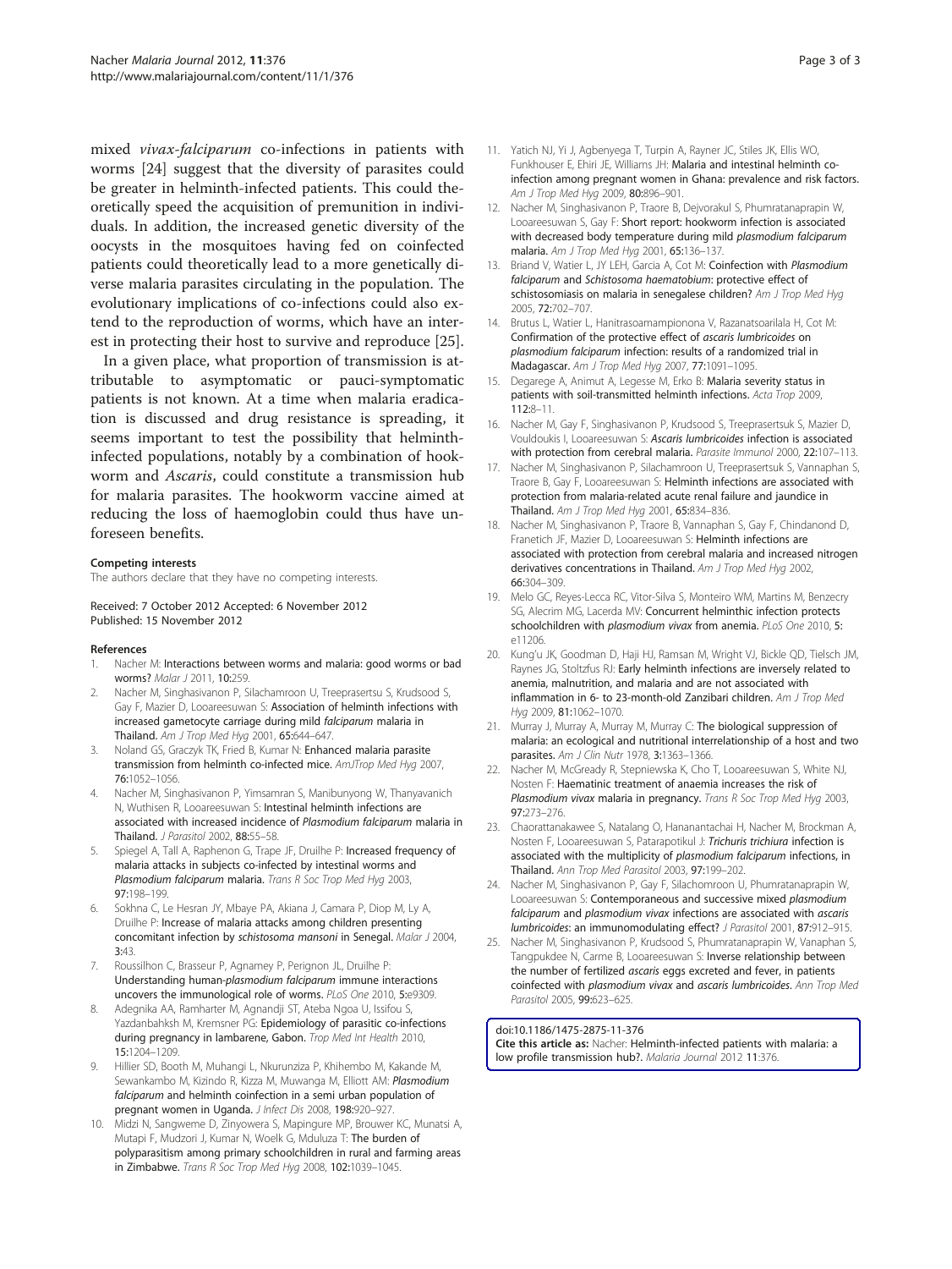mixed *vivax-falciparum* co-infections in patients with worms [24] suggest that the diversity of parasites could be greater in helminth-infected patients. This could theoretically speed the acquisition of premunition in individuals. In addition, the increased genetic diversity of the oocysts in the mosquitoes having fed on coinfected patients could theoretically lead to a more genetically diverse malaria parasites circulating in the population. The evolutionary implications of co-infections could also extend to the reproduction of worms, which have an interest in protecting their host to survive and reproduce [25].

In a given place, what proportion of transmission is attributable to asymptomatic or pauci-symptomatic patients is not known. At a time when malaria eradication is discussed and drug resistance is spreading, it seems important to test the possibility that helminth-infected populations, notably by a combination of hookworm and *Ascaris*, could constitute a transmission hub for malaria parasites. The hookworm vaccine aimed at reducing the loss of haemoglobin could thus have unforeseen benefits.

#### Competing interests

The authors declare that they have no competing interests.

Received: 7 October 2012 Accepted: 6 November 2012
Published: 15 November 2012

#### References

1. Nacher M: **Interactions between worms and malaria: good worms or bad worms?** *Malar J* 2011, **10:**259.
2. Nacher M, Singhasivanon P, Silachamroon U, Treeprasertsu S, Krudsood S, Gay F, Mazier D, Looareesuwan S: **Association of helminth infections with increased gametocyte carriage during mild *falciparum* malaria in Thailand.** *Am J Trop Med Hyg* 2001, **65:**644–647.
3. Noland GS, Graczyk TK, Fried B, Kumar N: **Enhanced malaria parasite transmission from helminth co-infected mice.** *AmJTrop Med Hyg* 2007, **76:**1052–1056.
4. Nacher M, Singhasivanon P, Yimsamran S, Manibunyong W, Thanyavanich N, Wuthisen R, Looareesuwan S: **Intestinal helminth infections are associated with increased incidence of *Plasmodium falciparum* malaria in Thailand.** *J Parasitol* 2002, **88:**55–58.
5. Spiegel A, Tall A, Raphenon G, Trape JF, Druilhe P: **Increased frequency of malaria attacks in subjects co-infected by intestinal worms and *Plasmodium falciparum* malaria.** *Trans R Soc Trop Med Hyg* 2003, **97:**198–199.
6. Sokhna C, Le Hesran JY, Mbaye PA, Akiana J, Camara P, Diop M, Ly A, Druilhe P: **Increase of malaria attacks among children presenting concomitant infection by *schistosoma mansoni* in Senegal.** *Malar J* 2004, **3:**43.
7. Roussilhon C, Brasseur P, Agnamey P, Perignon JL, Druilhe P: **Understanding human-*plasmodium falciparum* immune interactions uncovers the immunological role of worms.** *PLoS One* 2010, **5:**e9309.
8. Adegnika AA, Ramharter M, Agnandji ST, Ateba Ngoa U, Issifou S, Yazdanbahksh M, Kremsner PG: **Epidemiology of parasitic co-infections during pregnancy in lambarene, Gabon.** *Trop Med Int Health* 2010, **15:**1204–1209.
9. Hillier SD, Booth M, Muhangi L, Nkurunziza P, Khihembo M, Kakande M, Sewankambo M, Kizindo R, Kizza M, Muwanga M, Elliott AM: ***Plasmodium falciparum* and helminth coinfection in a semi urban population of pregnant women in Uganda.** *J Infect Dis* 2008, **198:**920–927.
10. Midzi N, Sangweme D, Zinyowera S, Mapingure MP, Brouwer KC, Munatsi A, Mutapi F, Mudzori J, Kumar N, Woelk G, Mduluza T: **The burden of polyparasitism among primary schoolchildren in rural and farming areas in Zimbabwe.** *Trans R Soc Trop Med Hyg* 2008, **102:**1039–1045.
11. Yatich NJ, Yi J, Agbenyega T, Turpin A, Rayner JC, Stiles JK, Ellis WO, Funkhouser E, Ehiri JE, Williams JH: **Malaria and intestinal helminth co-infection among pregnant women in Ghana: prevalence and risk factors.** *Am J Trop Med Hyg* 2009, **80:**896–901.
12. Nacher M, Singhasivanon P, Traore B, Dejvorakul S, Phumratanaprapin W, Looareesuwan S, Gay F: **Short report: hookworm infection is associated with decreased body temperature during mild *plasmodium falciparum* malaria.** *Am J Trop Med Hyg* 2001, **65:**136–137.
13. Briand V, Watier L, JY LEH, Garcia A, Cot M: **Coinfection with *Plasmodium falciparum* and *Schistosoma haematobium*: protective effect of schistosomiasis on malaria in senegalese children?** *Am J Trop Med Hyg* 2005, **72:**702–707.
14. Brutus L, Watier L, Hanitrasoamampionona V, Razanatsoarilala H, Cot M: **Confirmation of the protective effect of *ascaris lumbricoides* on *plasmodium falciparum* infection: results of a randomized trial in Madagascar.** *Am J Trop Med Hyg* 2007, **77:**1091–1095.
15. Degarege A, Animut A, Legesse M, Erko B: **Malaria severity status in patients with soil-transmitted helminth infections.** *Acta Trop* 2009, **112:**8–11.
16. Nacher M, Gay F, Singhasivanon P, Krudsood S, Treeprasertsuk S, Mazier D, Vouldoukis I, Looareesuwan S: ***Ascaris lumbricoides* infection is associated with protection from cerebral malaria.** *Parasite Immunol* 2000, **22:**107–113.
17. Nacher M, Singhasivanon P, Silachamroon U, Treeprasertsuk S, Vannaphan S, Traore B, Gay F, Looareesuwan S: **Helminth infections are associated with protection from malaria-related acute renal failure and jaundice in Thailand.** *Am J Trop Med Hyg* 2001, **65:**834–836.
18. Nacher M, Singhasivanon P, Traore B, Vannaphan S, Gay F, Chindanond D, Franetich JF, Mazier D, Looareesuwan S: **Helminth infections are associated with protection from cerebral malaria and increased nitrogen derivatives concentrations in Thailand.** *Am J Trop Med Hyg* 2002, **66:**304–309.
19. Melo GC, Reyes-Lecca RC, Vitor-Silva S, Monteiro WM, Martins M, Benzecry SG, Alecrim MG, Lacerda MV: **Concurrent helminthic infection protects schoolchildren with *plasmodium vivax* from anemia.** *PLoS One* 2010, **5:**e11206.
20. Kung'u JK, Goodman D, Haji HJ, Ramsan M, Wright VJ, Bickle QD, Tielsch JM, Raynes JG, Stoltzfus RJ: **Early helminth infections are inversely related to anemia, malnutrition, and malaria and are not associated with inflammation in 6- to 23-month-old Zanzibari children.** *Am J Trop Med Hyg* 2009, **81:**1062–1070.
21. Murray J, Murray A, Murray M, Murray C: **The biological suppression of malaria: an ecological and nutritional interrelationship of a host and two parasites.** *Am J Clin Nutr* 1978, **3:**1363–1366.
22. Nacher M, McGready R, Stepniewska K, Cho T, Looareesuwan S, White NJ, Nosten F: **Haematinic treatment of anaemia increases the risk of *Plasmodium vivax* malaria in pregnancy.** *Trans R Soc Trop Med Hyg* 2003, **97:**273–276.
23. Chaorattanakawee S, Natalang O, Hananantachai H, Nacher M, Brockman A, Nosten F, Looareesuwan S, Patarapotikul J: ***Trichuris trichiura* infection is associated with the multiplicity of *plasmodium falciparum* infections, in Thailand.** *Ann Trop Med Parasitol* 2003, **97:**199–202.
24. Nacher M, Singhasivanon P, Gay F, Silachomroon U, Phumratanaprapin W, Looareesuwan S: **Contemporaneous and successive mixed *plasmodium falciparum* and *plasmodium vivax* infections are associated with *ascaris lumbricoides*: an immunomodulating effect?** *J Parasitol* 2001, **87:**912–915.
25. Nacher M, Singhasivanon P, Krudsood S, Phumratanaprapin W, Vanaphan S, Tangpukdee N, Carme B, Looareesuwan S: **Inverse relationship between the number of fertilized *ascaris* eggs excreted and fever, in patients coinfected with *plasmodium vivax* and *ascaris lumbricoides*.** *Ann Trop Med Parasitol* 2005, **99:**623–625.

doi:10.1186/1475-2875-11-376
**Cite this article as:** Nacher: Helminth-infected patients with malaria: a low profile transmission hub?. *Malaria Journal* 2012 **11**:376.